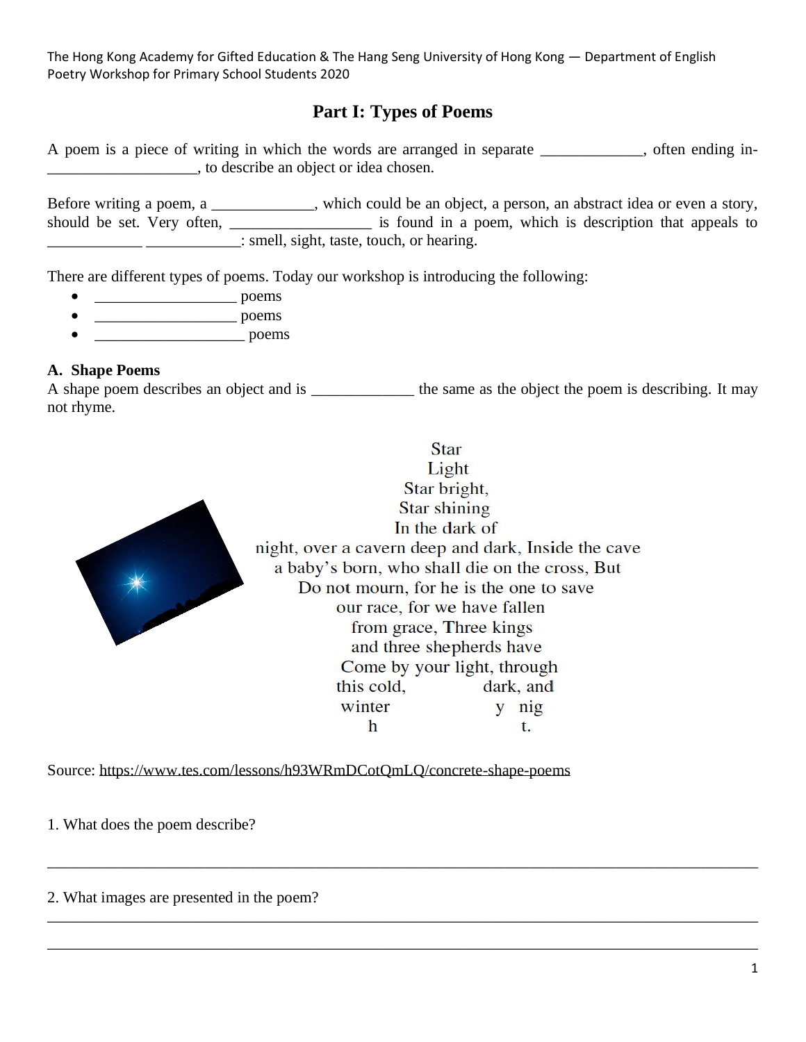The Hong Kong Academy for Gifted Education & The Hang Seng University of Hong Kong — Department of English
Poetry Workshop for Primary School Students 2020

# Part I: Types of Poems

A poem is a piece of writing in which the words are arranged in separate _____________, often ending in-___________________, to describe an object or idea chosen.

Before writing a poem, a _____________, which could be an object, a person, an abstract idea or even a story, should be set. Very often, __________________ is found in a poem, which is description that appeals to ____________ ____________: smell, sight, taste, touch, or hearing.

There are different types of poems. Today our workshop is introducing the following:

- __________________ poems
- __________________ poems
- ___________________ poems

## A. Shape Poems

A shape poem describes an object and is _____________ the same as the object the poem is describing. It may not rhyme.

Star
Light
Star bright,
Star shining
In the dark of
night, over a cavern deep and dark, Inside the cave
a baby's born, who shall die on the cross, But
Do not mourn, for he is the one to save
our race, for we have fallen
from grace, Three kings
and three shepherds have
Come by your light, through
this cold, dark, and
winter y nig
h t.

Source: https://www.tes.com/lessons/h93WRmDCotQmLQ/concrete-shape-poems

1. What does the poem describe?

______________________________________________________________________________

2. What images are presented in the poem?

______________________________________________________________________________

______________________________________________________________________________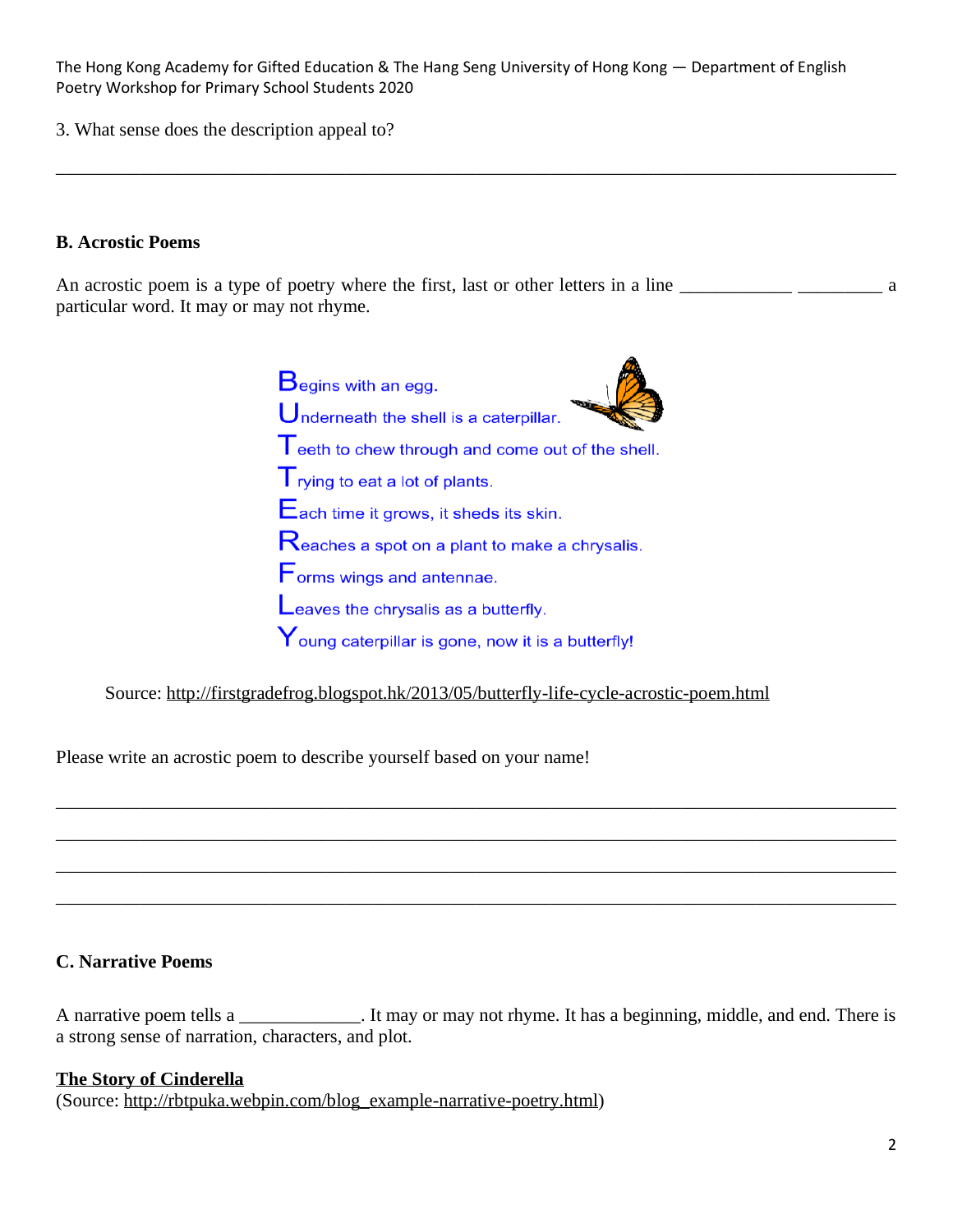3. What sense does the description appeal to?

\_\_\_\_\_\_\_\_\_\_\_\_\_\_\_\_\_\_\_\_\_\_\_\_\_\_\_\_\_\_\_\_\_\_\_\_\_\_\_\_\_\_\_\_\_\_\_\_\_\_\_\_\_\_\_\_\_\_\_\_\_\_\_\_\_\_\_\_\_\_\_\_\_\_\_\_\_\_

## B. Acrostic Poems

An acrostic poem is a type of poetry where the first, last or other letters in a line \_\_\_\_\_\_\_\_\_\_\_\_ \_\_\_\_\_\_\_\_\_ a particular word. It may or may not rhyme.

**B**egins with an egg.
**U**nderneath the shell is a caterpillar.
**T**eeth to chew through and come out of the shell.
**T**rying to eat a lot of plants.
**E**ach time it grows, it sheds its skin.
**R**eaches a spot on a plant to make a chrysalis.
**F**orms wings and antennae.
**L**eaves the chrysalis as a butterfly.
**Y**oung caterpillar is gone, now it is a butterfly!

Source: http://firstgradefrog.blogspot.hk/2013/05/butterfly-life-cycle-acrostic-poem.html

Please write an acrostic poem to describe yourself based on your name!

\_\_\_\_\_\_\_\_\_\_\_\_\_\_\_\_\_\_\_\_\_\_\_\_\_\_\_\_\_\_\_\_\_\_\_\_\_\_\_\_\_\_\_\_\_\_\_\_\_\_\_\_\_\_\_\_\_\_\_\_\_\_\_\_\_\_\_\_\_\_\_\_\_\_\_\_\_\_

\_\_\_\_\_\_\_\_\_\_\_\_\_\_\_\_\_\_\_\_\_\_\_\_\_\_\_\_\_\_\_\_\_\_\_\_\_\_\_\_\_\_\_\_\_\_\_\_\_\_\_\_\_\_\_\_\_\_\_\_\_\_\_\_\_\_\_\_\_\_\_\_\_\_\_\_\_\_

\_\_\_\_\_\_\_\_\_\_\_\_\_\_\_\_\_\_\_\_\_\_\_\_\_\_\_\_\_\_\_\_\_\_\_\_\_\_\_\_\_\_\_\_\_\_\_\_\_\_\_\_\_\_\_\_\_\_\_\_\_\_\_\_\_\_\_\_\_\_\_\_\_\_\_\_\_\_

\_\_\_\_\_\_\_\_\_\_\_\_\_\_\_\_\_\_\_\_\_\_\_\_\_\_\_\_\_\_\_\_\_\_\_\_\_\_\_\_\_\_\_\_\_\_\_\_\_\_\_\_\_\_\_\_\_\_\_\_\_\_\_\_\_\_\_\_\_\_\_\_\_\_\_\_\_\_

## C. Narrative Poems

A narrative poem tells a \_\_\_\_\_\_\_\_\_\_\_\_\_. It may or may not rhyme. It has a beginning, middle, and end. There is a strong sense of narration, characters, and plot.

**The Story of Cinderella**
(Source: http://rbtpuka.webpin.com/blog_example-narrative-poetry.html)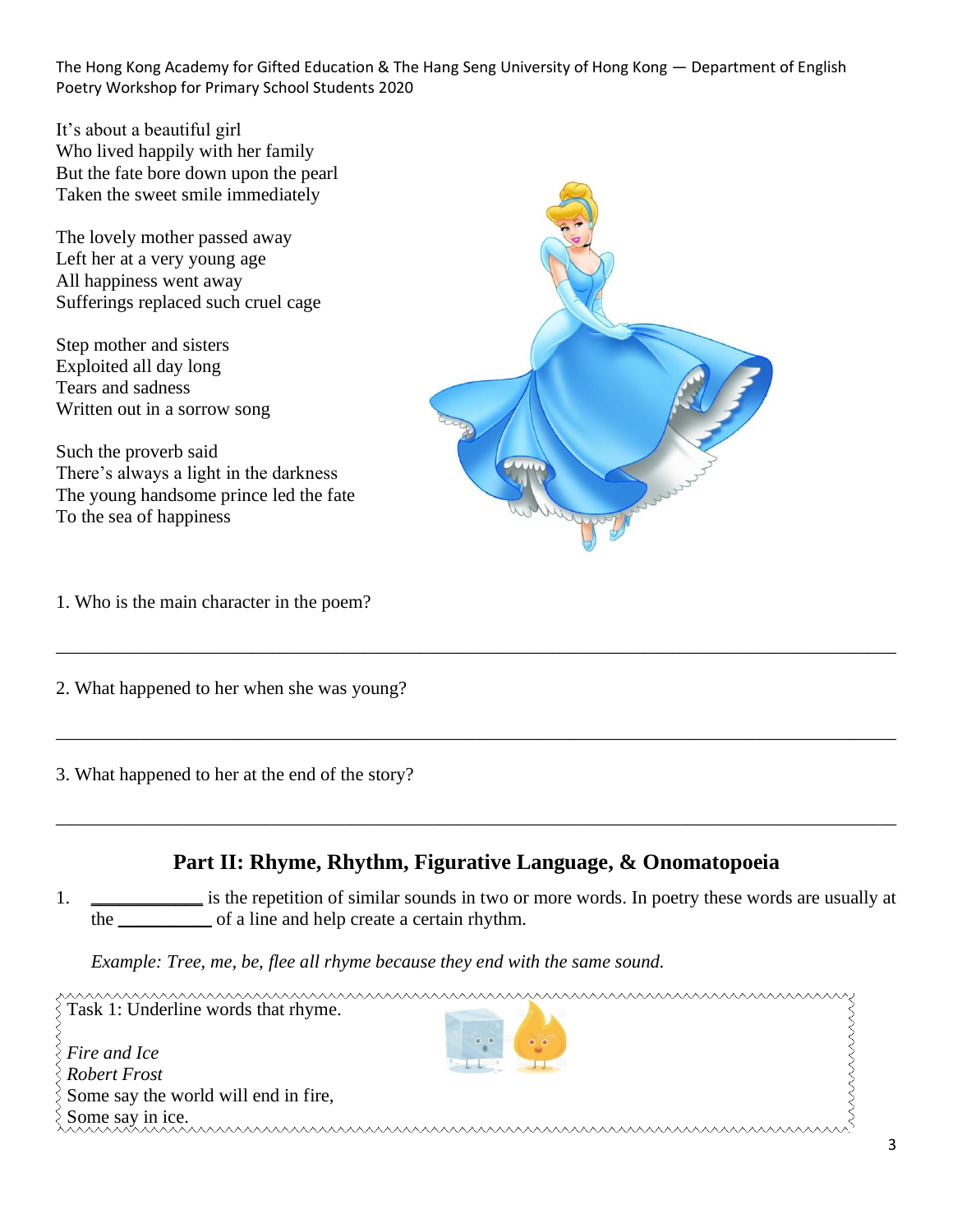It's about a beautiful girl
Who lived happily with her family
But the fate bore down upon the pearl
Taken the sweet smile immediately

The lovely mother passed away
Left her at a very young age
All happiness went away
Sufferings replaced such cruel cage

Step mother and sisters
Exploited all day long
Tears and sadness
Written out in a sorrow song

Such the proverb said
There's always a light in the darkness
The young handsome prince led the fate
To the sea of happiness

1. Who is the main character in the poem?

_______________________________________________________________________________

2. What happened to her when she was young?

_______________________________________________________________________________

3. What happened to her at the end of the story?

_______________________________________________________________________________

## Part II: Rhyme, Rhythm, Figurative Language, & Onomatopoeia

1. ___________ is the repetition of similar sounds in two or more words. In poetry these words are usually at the __________ of a line and help create a certain rhythm.

   *Example: Tree, me, be, flee all rhyme because they end with the same sound.*

Task 1: Underline words that rhyme.

*Fire and Ice*
*Robert Frost*
Some say the world will end in fire,
Some say in ice.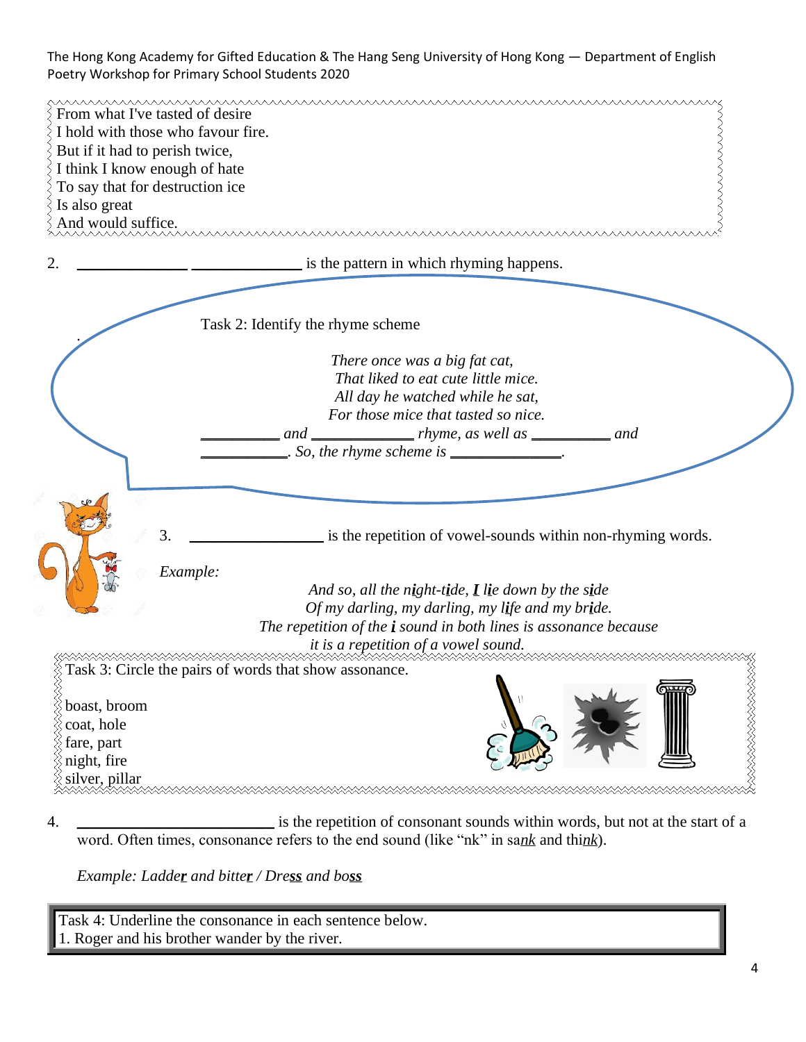From what I've tasted of desire
I hold with those who favour fire.
But if it had to perish twice,
I think I know enough of hate
To say that for destruction ice
Is also great
And would suffice.

2. _____________ _____________ is the pattern in which rhyming happens.

Task 2: Identify the rhyme scheme

*There once was a big fat cat,*
*That liked to eat cute little mice.*
*All day he watched while he sat,*
*For those mice that tasted so nice.*

*__________ and ____________ rhyme, as well as __________ and __________. So, the rhyme scheme is ______________.*

3. ________________ is the repetition of vowel-sounds within non-rhyming words.

*Example:*

*And so, all the n**i**ght-t**i**de, **I** l**i**e down by the s**i**de*
*Of my darling, my darling, my l**i**fe and my br**i**de.*
*The repetition of the **i** sound in both lines is assonance because it is a repetition of a vowel sound.*

Task 3: Circle the pairs of words that show assonance.

boast, broom
coat, hole
fare, part
night, fire
silver, pillar

4. ________________________ is the repetition of consonant sounds within words, but not at the start of a word. Often times, consonance refers to the end sound (like "nk" in sa<u>nk</u> and thi<u>nk</u>).

*Example: Ladde**r** and bitte**r** / Dre**ss** and bo**ss***

Task 4: Underline the consonance in each sentence below.
1. Roger and his brother wander by the river.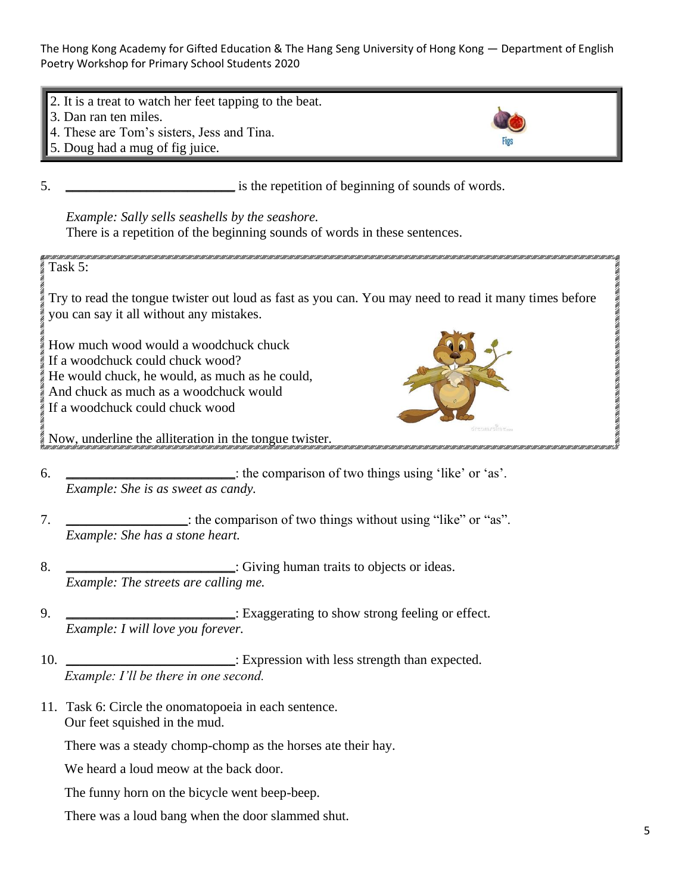2. It is a treat to watch her feet tapping to the beat.
3. Dan ran ten miles.
4. These are Tom's sisters, Jess and Tina.
5. Doug had a mug of fig juice.

Figs

5. __________________________ is the repetition of beginning of sounds of words.

   *Example: Sally sells seashells by the seashore.*
   There is a repetition of the beginning sounds of words in these sentences.

Task 5:

Try to read the tongue twister out loud as fast as you can. You may need to read it many times before you can say it all without any mistakes.

How much wood would a woodchuck chuck
If a woodchuck could chuck wood?
He would chuck, he would, as much as he could,
And chuck as much as a woodchuck would
If a woodchuck could chuck wood

Now, underline the alliteration in the tongue twister.

6. __________________________: the comparison of two things using 'like' or 'as'.
   *Example: She is as sweet as candy.*

7. __________________: the comparison of two things without using "like" or "as".
   *Example: She has a stone heart.*

8. __________________________: Giving human traits to objects or ideas.
   *Example: The streets are calling me.*

9. __________________________: Exaggerating to show strong feeling or effect.
   *Example: I will love you forever.*

10. __________________________: Expression with less strength than expected.
    *Example: I'll be there in one second.*

11. Task 6: Circle the onomatopoeia in each sentence.
    Our feet squished in the mud.

    There was a steady chomp-chomp as the horses ate their hay.

    We heard a loud meow at the back door.

    The funny horn on the bicycle went beep-beep.

    There was a loud bang when the door slammed shut.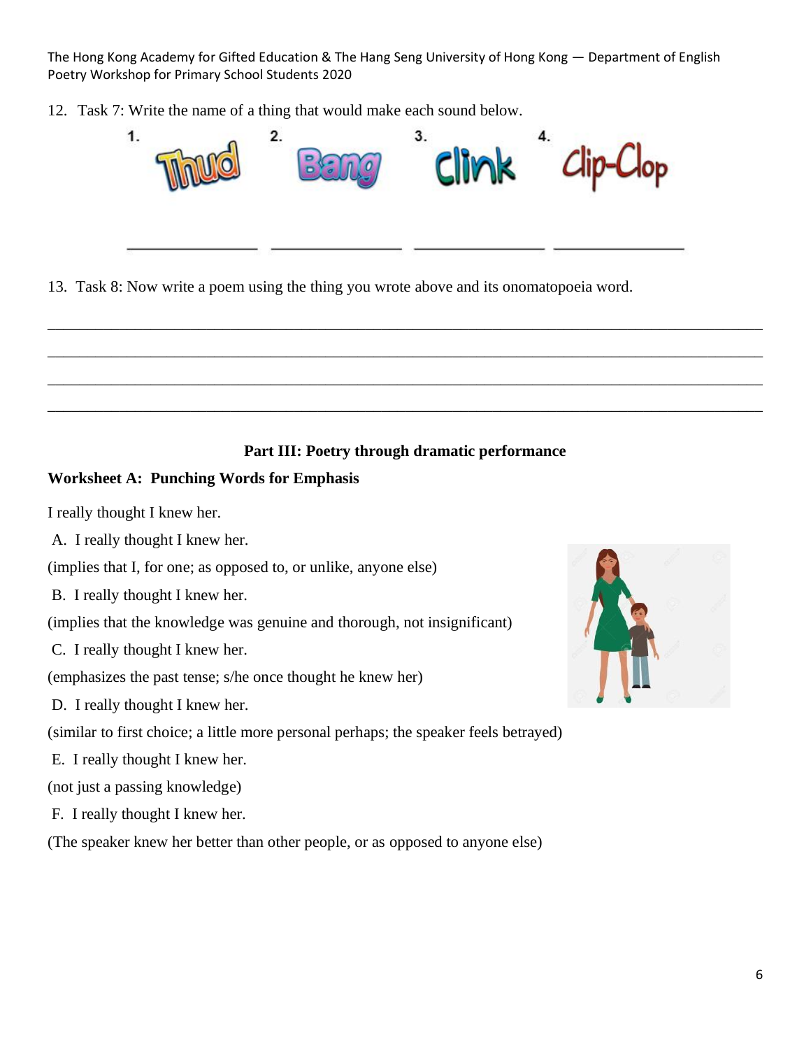12. Task 7: Write the name of a thing that would make each sound below.

1. Thud
2. Bang
3. Clink
4. Clip-Clop

_______________ _______________ _______________ _______________

13. Task 8: Now write a poem using the thing you wrote above and its onomatopoeia word.

_______________________________________________________________________________

_______________________________________________________________________________

_______________________________________________________________________________

_______________________________________________________________________________

## Part III: Poetry through dramatic performance

### Worksheet A: Punching Words for Emphasis

I really thought I knew her.

A. I really thought I knew her.

(implies that I, for one; as opposed to, or unlike, anyone else)

B. I really thought I knew her.

(implies that the knowledge was genuine and thorough, not insignificant)

C. I really thought I knew her.

(emphasizes the past tense; s/he once thought he knew her)

D. I really thought I knew her.

(similar to first choice; a little more personal perhaps; the speaker feels betrayed)

E. I really thought I knew her.

(not just a passing knowledge)

F. I really thought I knew her.

(The speaker knew her better than other people, or as opposed to anyone else)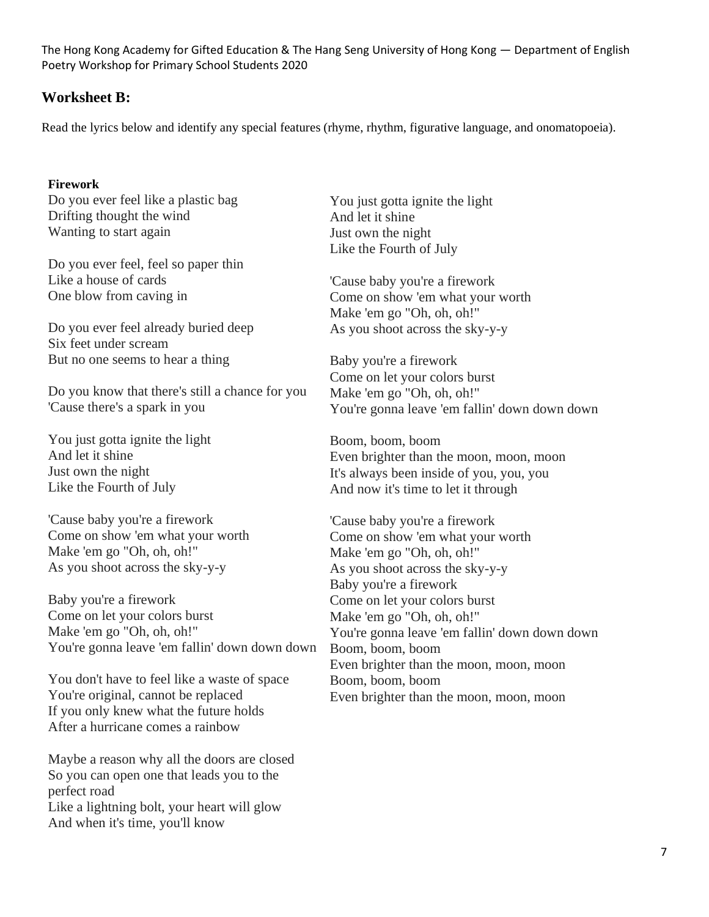## Worksheet B:

Read the lyrics below and identify any special features (rhyme, rhythm, figurative language, and onomatopoeia).

**Firework**

Do you ever feel like a plastic bag
Drifting thought the wind
Wanting to start again

Do you ever feel, feel so paper thin
Like a house of cards
One blow from caving in

Do you ever feel already buried deep
Six feet under scream
But no one seems to hear a thing

Do you know that there's still a chance for you
'Cause there's a spark in you

You just gotta ignite the light
And let it shine
Just own the night
Like the Fourth of July

'Cause baby you're a firework
Come on show 'em what your worth
Make 'em go "Oh, oh, oh!"
As you shoot across the sky-y-y

Baby you're a firework
Come on let your colors burst
Make 'em go "Oh, oh, oh!"
You're gonna leave 'em fallin' down down down

You don't have to feel like a waste of space
You're original, cannot be replaced
If you only knew what the future holds
After a hurricane comes a rainbow

Maybe a reason why all the doors are closed
So you can open one that leads you to the perfect road
Like a lightning bolt, your heart will glow
And when it's time, you'll know

You just gotta ignite the light
And let it shine
Just own the night
Like the Fourth of July

'Cause baby you're a firework
Come on show 'em what your worth
Make 'em go "Oh, oh, oh!"
As you shoot across the sky-y-y

Baby you're a firework
Come on let your colors burst
Make 'em go "Oh, oh, oh!"
You're gonna leave 'em fallin' down down down

Boom, boom, boom
Even brighter than the moon, moon, moon
It's always been inside of you, you, you
And now it's time to let it through

'Cause baby you're a firework
Come on show 'em what your worth
Make 'em go "Oh, oh, oh!"
As you shoot across the sky-y-y
Baby you're a firework
Come on let your colors burst
Make 'em go "Oh, oh, oh!"
You're gonna leave 'em fallin' down down down
Boom, boom, boom
Even brighter than the moon, moon, moon
Boom, boom, boom
Even brighter than the moon, moon, moon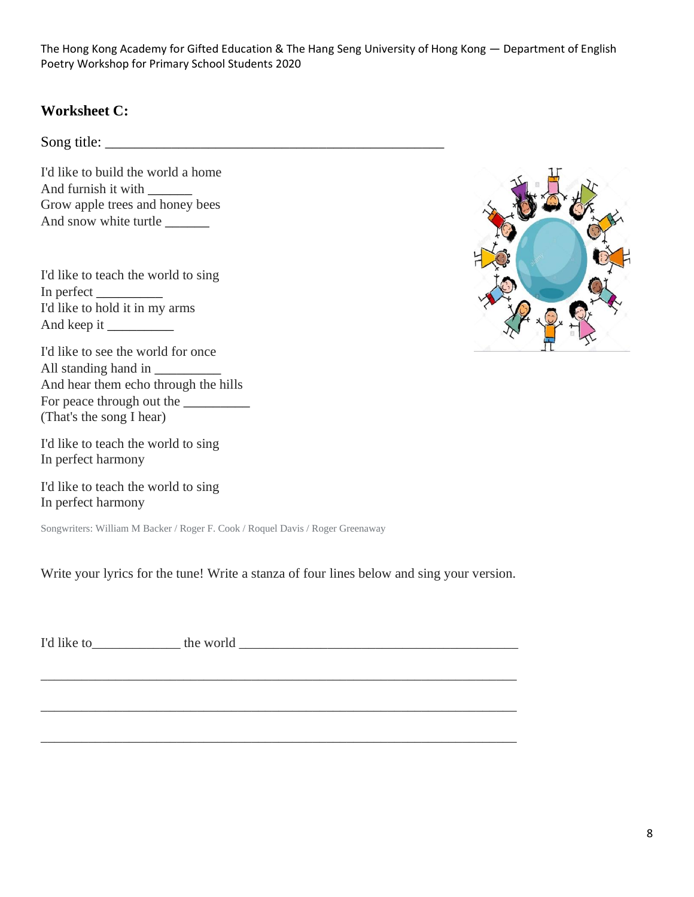**Worksheet C:**

Song title: ________________________________________________

I'd like to build the world a home  
And furnish it with _______  
Grow apple trees and honey bees  
And snow white turtle _______

I'd like to teach the world to sing  
In perfect __________  
I'd like to hold it in my arms  
And keep it __________

I'd like to see the world for once  
All standing hand in __________  
And hear them echo through the hills  
For peace through out the __________  
(That's the song I hear)

I'd like to teach the world to sing  
In perfect harmony

I'd like to teach the world to sing  
In perfect harmony

Songwriters: William M Backer / Roger F. Cook / Roquel Davis / Roger Greenaway

Write your lyrics for the tune! Write a stanza of four lines below and sing your version.

I'd like to_____________ the world ___________________________________________

_________________________________________________________________________

_________________________________________________________________________

_________________________________________________________________________